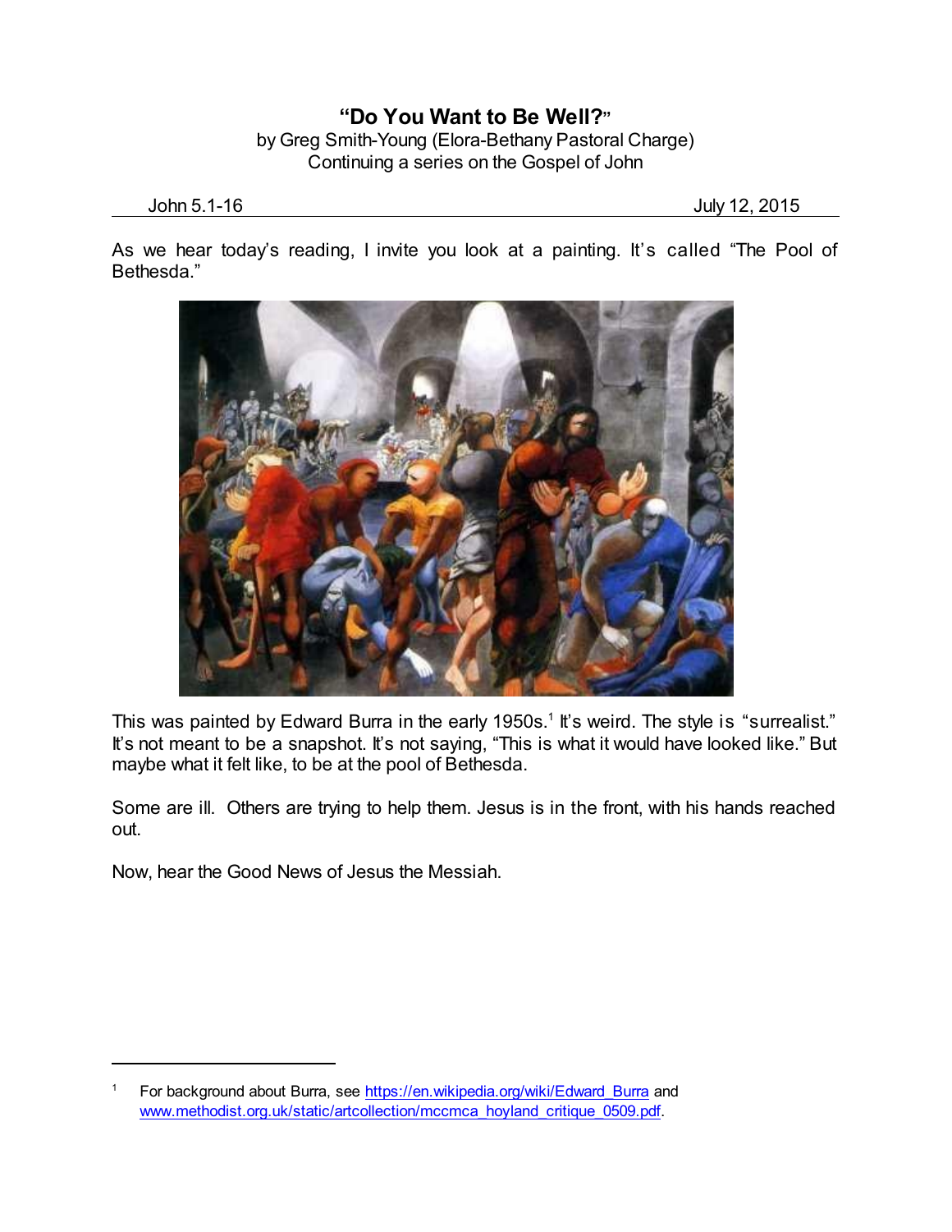# "Do You Want to Be Well?"

by Greg Smith-Young (Elora-Bethany Pastoral Charge)
Continuing a series on the Gospel of John

John 5.1-16 July 12, 2015

As we hear today's reading, I invite you look at a painting. It's called "The Pool of Bethesda."

This was painted by Edward Burra in the early 1950s.[1] It's weird. The style is "surrealist." It's not meant to be a snapshot. It's not saying, "This is what it would have looked like." But maybe what it felt like, to be at the pool of Bethesda.

Some are ill. Others are trying to help them. Jesus is in the front, with his hands reached out.

Now, hear the Good News of Jesus the Messiah.

---

[1] For background about Burra, see https://en.wikipedia.org/wiki/Edward_Burra and www.methodist.org.uk/static/artcollection/mccmca_hoyland_critique_0509.pdf.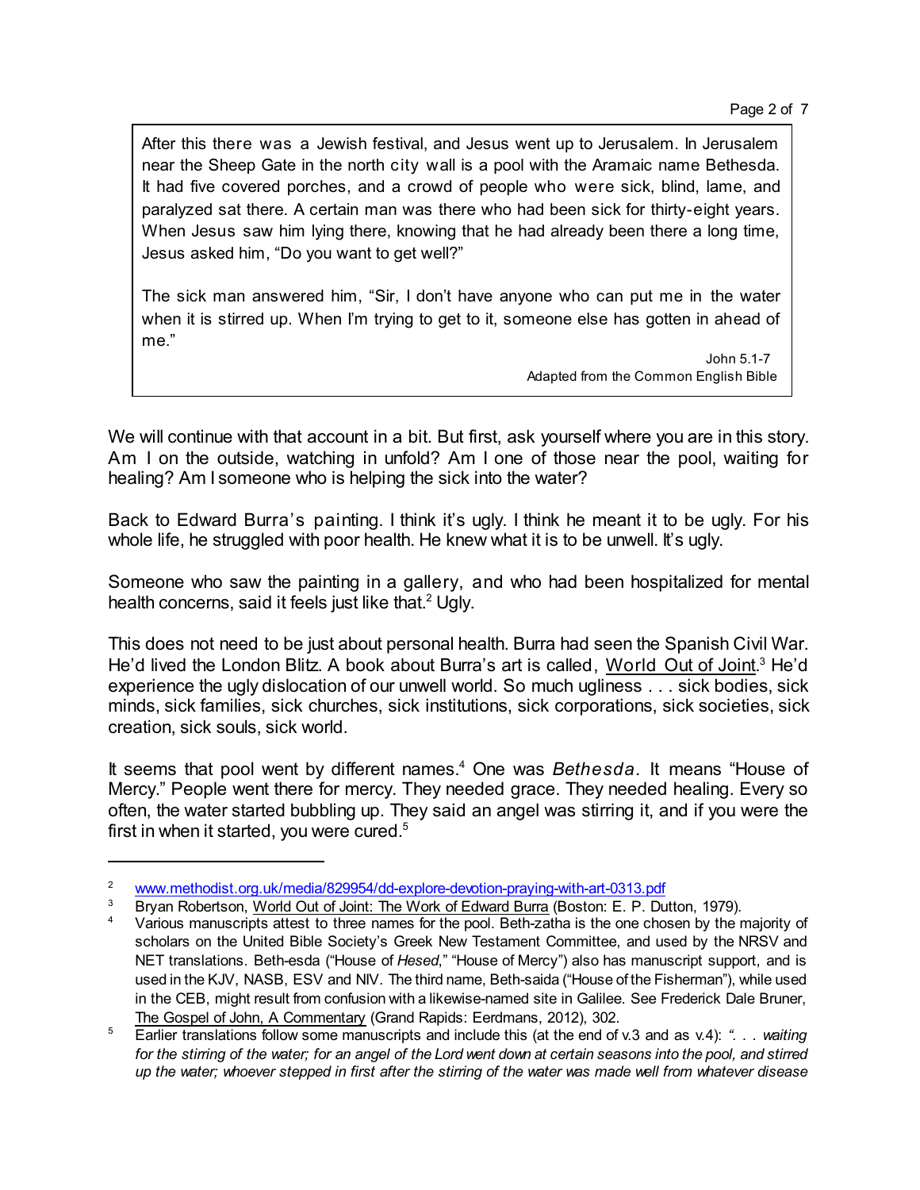> After this there was a Jewish festival, and Jesus went up to Jerusalem. In Jerusalem near the Sheep Gate in the north city wall is a pool with the Aramaic name Bethesda. It had five covered porches, and a crowd of people who were sick, blind, lame, and paralyzed sat there. A certain man was there who had been sick for thirty-eight years. When Jesus saw him lying there, knowing that he had already been there a long time, Jesus asked him, "Do you want to get well?"
>
> The sick man answered him, "Sir, I don't have anyone who can put me in the water when it is stirred up. When I'm trying to get to it, someone else has gotten in ahead of me."
>
> John 5.1-7
> Adapted from the Common English Bible

We will continue with that account in a bit. But first, ask yourself where you are in this story. Am I on the outside, watching in unfold? Am I one of those near the pool, waiting for healing? Am I someone who is helping the sick into the water?

Back to Edward Burra's painting. I think it's ugly. I think he meant it to be ugly. For his whole life, he struggled with poor health. He knew what it is to be unwell. It's ugly.

Someone who saw the painting in a gallery, and who had been hospitalized for mental health concerns, said it feels just like that.[2] Ugly.

This does not need to be just about personal health. Burra had seen the Spanish Civil War. He'd lived the London Blitz. A book about Burra's art is called, World Out of Joint.[3] He'd experience the ugly dislocation of our unwell world. So much ugliness . . . sick bodies, sick minds, sick families, sick churches, sick institutions, sick corporations, sick societies, sick creation, sick souls, sick world.

It seems that pool went by different names.[4] One was *Bethesda*. It means "House of Mercy." People went there for mercy. They needed grace. They needed healing. Every so often, the water started bubbling up. They said an angel was stirring it, and if you were the first in when it started, you were cured.[5]

---

[2] www.methodist.org.uk/media/829954/dd-explore-devotion-praying-with-art-0313.pdf

[3] Bryan Robertson, World Out of Joint: The Work of Edward Burra (Boston: E. P. Dutton, 1979).

[4] Various manuscripts attest to three names for the pool. Beth-zatha is the one chosen by the majority of scholars on the United Bible Society's Greek New Testament Committee, and used by the NRSV and NET translations. Beth-esda ("House of *Hesed*," "House of Mercy") also has manuscript support, and is used in the KJV, NASB, ESV and NIV. The third name, Beth-saida ("House of the Fisherman"), while used in the CEB, might result from confusion with a likewise-named site in Galilee. See Frederick Dale Bruner, The Gospel of John, A Commentary (Grand Rapids: Eerdmans, 2012), 302.

[5] Earlier translations follow some manuscripts and include this (at the end of v.3 and as v.4): *". . . waiting for the stirring of the water; for an angel of the Lord went down at certain seasons into the pool, and stirred up the water; whoever stepped in first after the stirring of the water was made well from whatever disease*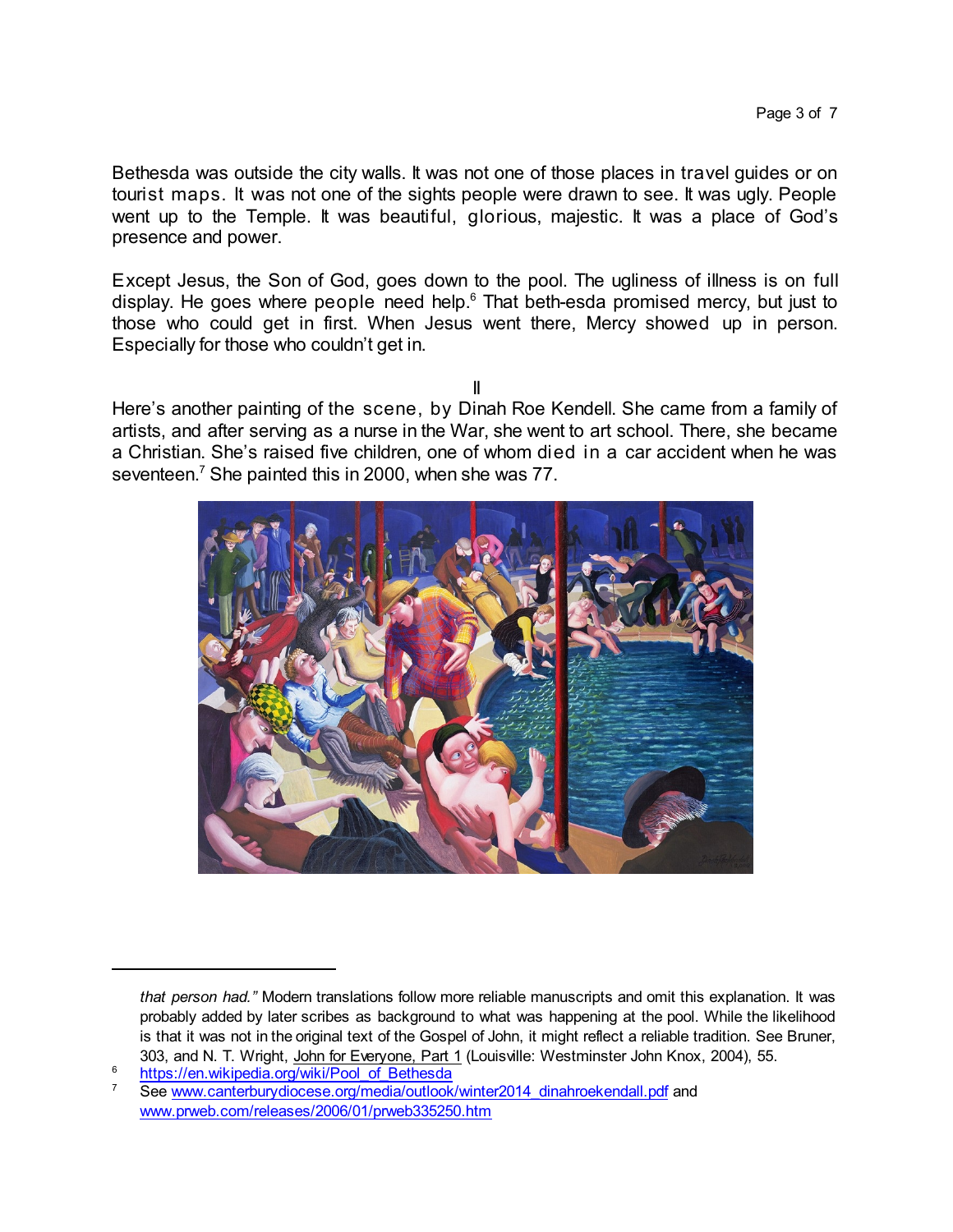Bethesda was outside the city walls. It was not one of those places in travel guides or on tourist maps. It was not one of the sights people were drawn to see. It was ugly. People went up to the Temple. It was beautiful, glorious, majestic. It was a place of God's presence and power.

Except Jesus, the Son of God, goes down to the pool. The ugliness of illness is on full display. He goes where people need help.[6] That beth-esda promised mercy, but just to those who could get in first. When Jesus went there, Mercy showed up in person. Especially for those who couldn't get in.

II

Here's another painting of the scene, by Dinah Roe Kendell. She came from a family of artists, and after serving as a nurse in the War, she went to art school. There, she became a Christian. She's raised five children, one of whom died in a car accident when he was seventeen.[7] She painted this in 2000, when she was 77.

---

*that person had."* Modern translations follow more reliable manuscripts and omit this explanation. It was probably added by later scribes as background to what was happening at the pool. While the likelihood is that it was not in the original text of the Gospel of John, it might reflect a reliable tradition. See Bruner, 303, and N. T. Wright, John for Everyone, Part 1 (Louisville: Westminster John Knox, 2004), 55.

[6] https://en.wikipedia.org/wiki/Pool_of_Bethesda

[7] See www.canterburydiocese.org/media/outlook/winter2014_dinahroekendall.pdf and www.prweb.com/releases/2006/01/prweb335250.htm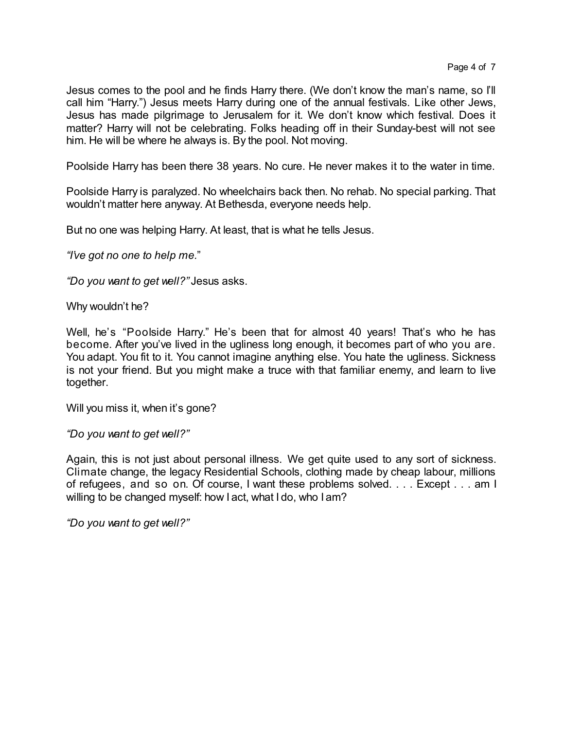Jesus comes to the pool and he finds Harry there. (We don't know the man's name, so I'll call him "Harry.") Jesus meets Harry during one of the annual festivals. Like other Jews, Jesus has made pilgrimage to Jerusalem for it. We don't know which festival. Does it matter? Harry will not be celebrating. Folks heading off in their Sunday-best will not see him. He will be where he always is. By the pool. Not moving.

Poolside Harry has been there 38 years. No cure. He never makes it to the water in time.

Poolside Harry is paralyzed. No wheelchairs back then. No rehab. No special parking. That wouldn't matter here anyway. At Bethesda, everyone needs help.

But no one was helping Harry. At least, that is what he tells Jesus.

*"I've got no one to help me."*

*"Do you want to get well?"* Jesus asks.

Why wouldn't he?

Well, he's "Poolside Harry." He's been that for almost 40 years! That's who he has become. After you've lived in the ugliness long enough, it becomes part of who you are. You adapt. You fit to it. You cannot imagine anything else. You hate the ugliness. Sickness is not your friend. But you might make a truce with that familiar enemy, and learn to live together.

Will you miss it, when it's gone?

*"Do you want to get well?"*

Again, this is not just about personal illness. We get quite used to any sort of sickness. Climate change, the legacy Residential Schools, clothing made by cheap labour, millions of refugees, and so on. Of course, I want these problems solved. . . . Except . . . am I willing to be changed myself: how I act, what I do, who I am?

*"Do you want to get well?"*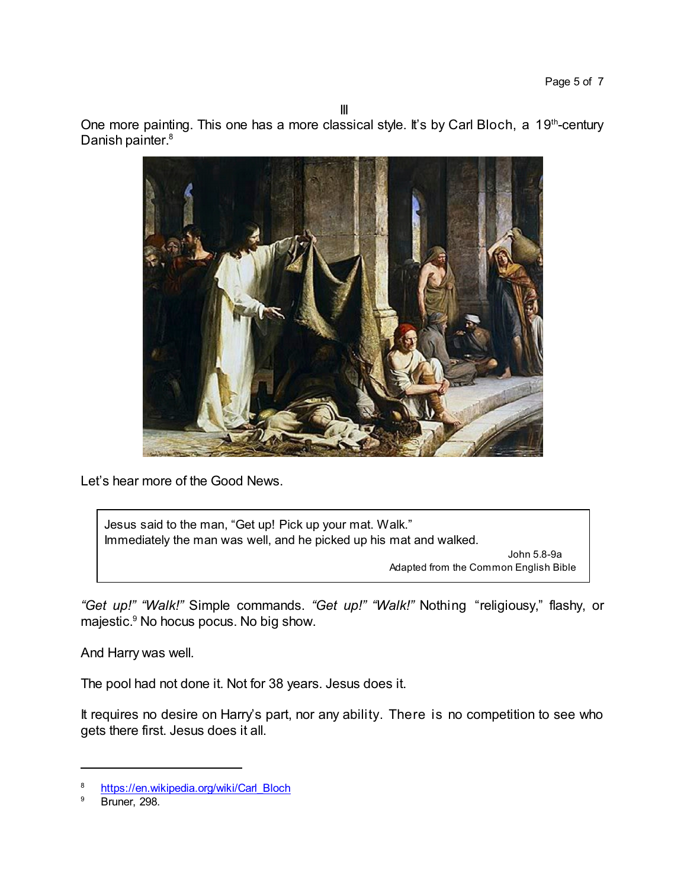III

One more painting. This one has a more classical style. It's by Carl Bloch, a 19th-century Danish painter.[8]

Let's hear more of the Good News.

> Jesus said to the man, "Get up! Pick up your mat. Walk."
> Immediately the man was well, and he picked up his mat and walked.
>
> John 5.8-9a
> Adapted from the Common English Bible

*"Get up!" "Walk!"* Simple commands. *"Get up!" "Walk!"* Nothing "religiousy," flashy, or majestic.[9] No hocus pocus. No big show.

And Harry was well.

The pool had not done it. Not for 38 years. Jesus does it.

It requires no desire on Harry's part, nor any ability. There is no competition to see who gets there first. Jesus does it all.

---

[8] https://en.wikipedia.org/wiki/Carl_Bloch

[9] Bruner, 298.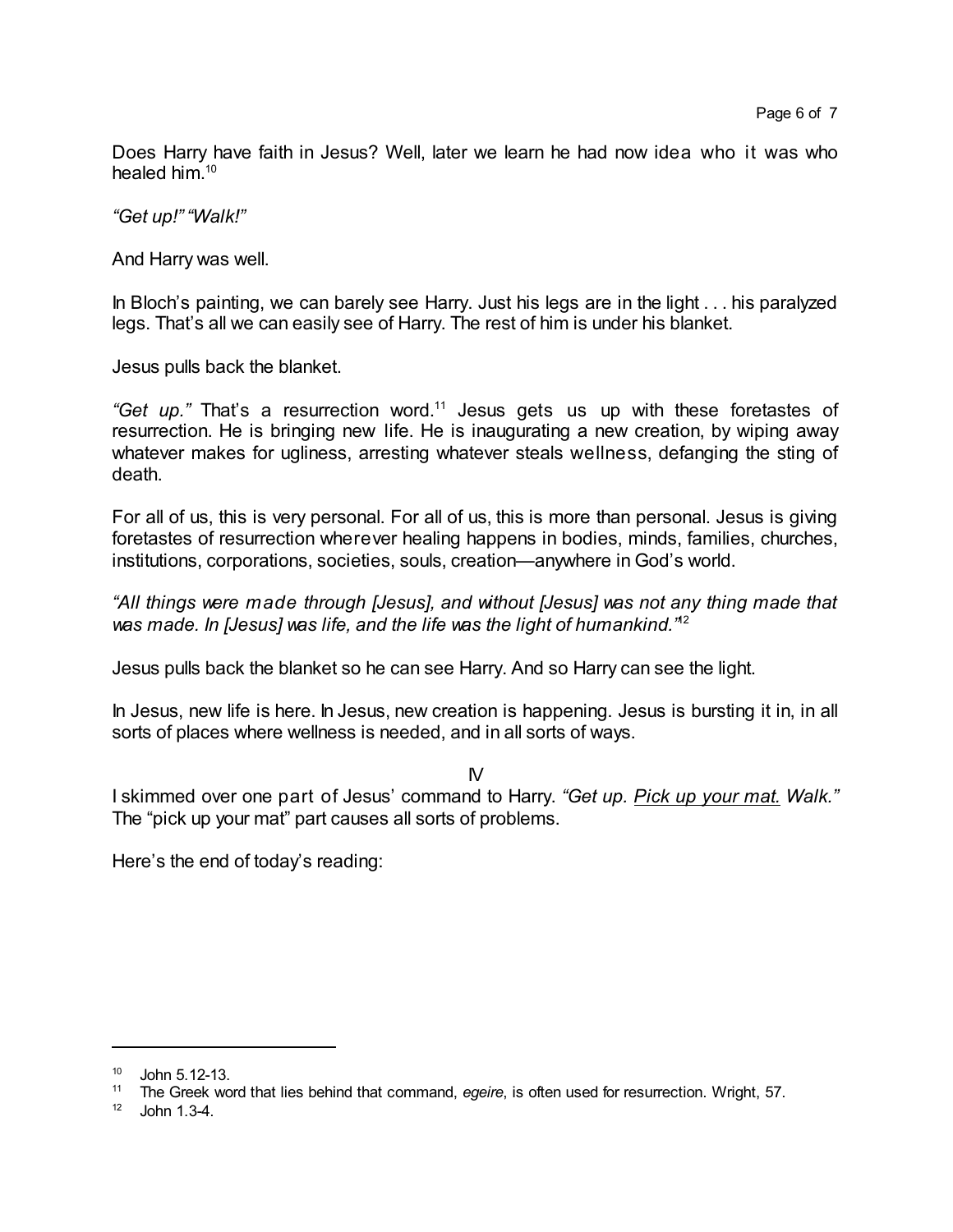Does Harry have faith in Jesus? Well, later we learn he had now idea who it was who healed him.[10]

*"Get up!" "Walk!"*

And Harry was well.

In Bloch's painting, we can barely see Harry. Just his legs are in the light . . . his paralyzed legs. That's all we can easily see of Harry. The rest of him is under his blanket.

Jesus pulls back the blanket.

*"Get up."* That's a resurrection word.[11] Jesus gets us up with these foretastes of resurrection. He is bringing new life. He is inaugurating a new creation, by wiping away whatever makes for ugliness, arresting whatever steals wellness, defanging the sting of death.

For all of us, this is very personal. For all of us, this is more than personal. Jesus is giving foretastes of resurrection wherever healing happens in bodies, minds, families, churches, institutions, corporations, societies, souls, creation—anywhere in God's world.

*"All things were made through [Jesus], and without [Jesus] was not any thing made that was made. In [Jesus] was life, and the life was the light of humankind."*[12]

Jesus pulls back the blanket so he can see Harry. And so Harry can see the light.

In Jesus, new life is here. In Jesus, new creation is happening. Jesus is bursting it in, in all sorts of places where wellness is needed, and in all sorts of ways.

IV

I skimmed over one part of Jesus' command to Harry. *"Get up. <u>Pick up your mat.</u> Walk."* The "pick up your mat" part causes all sorts of problems.

Here's the end of today's reading:

---

[10] John 5.12-13.

[11] The Greek word that lies behind that command, *egeire*, is often used for resurrection. Wright, 57.

[12] John 1.3-4.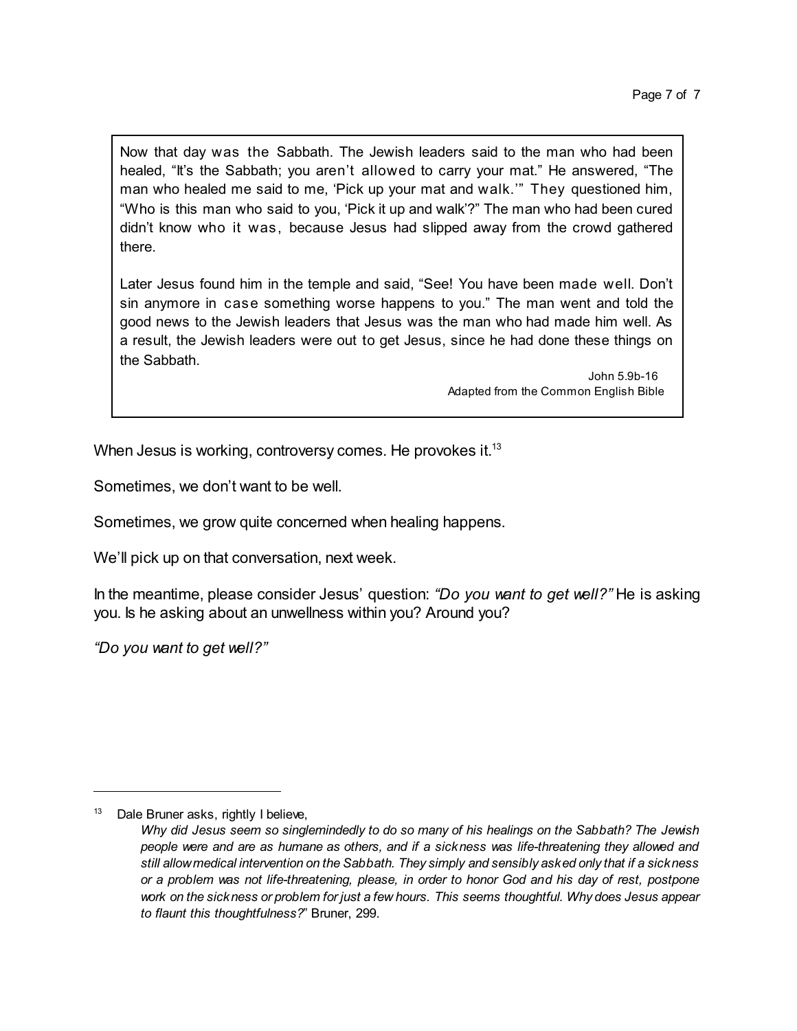> Now that day was the Sabbath. The Jewish leaders said to the man who had been healed, "It's the Sabbath; you aren't allowed to carry your mat." He answered, "The man who healed me said to me, 'Pick up your mat and walk.'" They questioned him, "Who is this man who said to you, 'Pick it up and walk'?" The man who had been cured didn't know who it was, because Jesus had slipped away from the crowd gathered there.
>
> Later Jesus found him in the temple and said, "See! You have been made well. Don't sin anymore in case something worse happens to you." The man went and told the good news to the Jewish leaders that Jesus was the man who had made him well. As a result, the Jewish leaders were out to get Jesus, since he had done these things on the Sabbath.
>
> John 5.9b-16
> Adapted from the Common English Bible

When Jesus is working, controversy comes. He provokes it.[13]

Sometimes, we don't want to be well.

Sometimes, we grow quite concerned when healing happens.

We'll pick up on that conversation, next week.

In the meantime, please consider Jesus' question: *"Do you want to get well?"* He is asking you. Is he asking about an unwellness within you? Around you?

*"Do you want to get well?"*

---

[13] Dale Bruner asks, rightly I believe,

*Why did Jesus seem so singlemindedly to do so many of his healings on the Sabbath? The Jewish people were and are as humane as others, and if a sickness was life-threatening they allowed and still allow medical intervention on the Sabbath. They simply and sensibly asked only that if a sickness or a problem was not life-threatening, please, in order to honor God and his day of rest, postpone work on the sickness or problem for just a few hours. This seems thoughtful. Why does Jesus appear to flaunt this thoughtfulness?*" Bruner, 299.